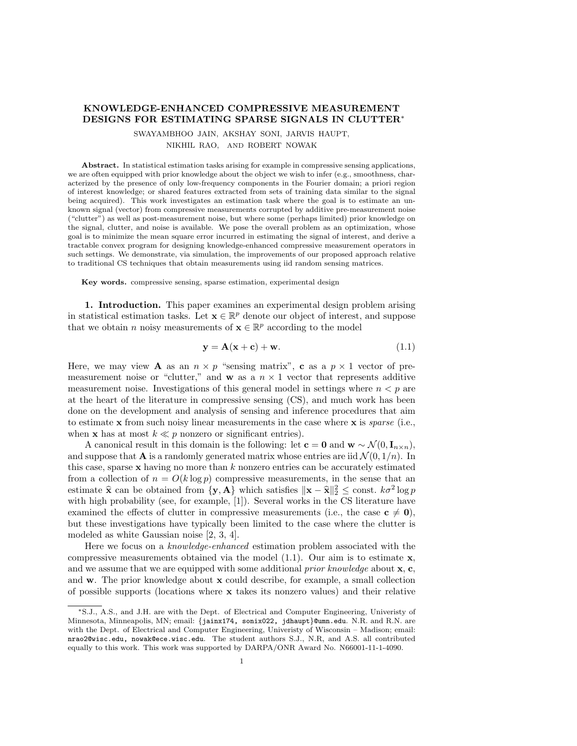# KNOWLEDGE-ENHANCED COMPRESSIVE MEASUREMENT DESIGNS FOR ESTIMATING SPARSE SIGNALS IN CLUTTER*

SWAYAMBHOO JAIN, AKSHAY SONI, JARVIS HAUPT, NIKHIL RAO, AND ROBERT NOWAK

**Abstract.** In statistical estimation tasks arising for example in compressive sensing applications, we are often equipped with prior knowledge about the object we wish to infer (e.g., smoothness, characterized by the presence of only low-frequency components in the Fourier domain; a priori region of interest knowledge; or shared features extracted from sets of training data similar to the signal being acquired). This work investigates an estimation task where the goal is to estimate an unknown signal (vector) from compressive measurements corrupted by additive pre-measurement noise ("clutter") as well as post-measurement noise, but where some (perhaps limited) prior knowledge on the signal, clutter, and noise is available. We pose the overall problem as an optimization, whose goal is to minimize the mean square error incurred in estimating the signal of interest, and derive a tractable convex program for designing knowledge-enhanced compressive measurement operators in such settings. We demonstrate, via simulation, the improvements of our proposed approach relative to traditional CS techniques that obtain measurements using iid random sensing matrices.

**Key words.** compressive sensing, sparse estimation, experimental design

## 1. Introduction.

This paper examines an experimental design problem arising in statistical estimation tasks. Let $\mathbf{x} \in \mathbb{R}^p$ denote our object of interest, and suppose that we obtain $n$ noisy measurements of $\mathbf{x} \in \mathbb{R}^p$ according to the model

$$\mathbf{y} = \mathbf{A}(\mathbf{x} + \mathbf{c}) + \mathbf{w}. \tag{1.1}$$

Here, we may view $\mathbf{A}$ as an $n \times p$ "sensing matrix", $\mathbf{c}$ as a $p \times 1$ vector of pre-measurement noise or "clutter," and $\mathbf{w}$ as a $n \times 1$ vector that represents additive measurement noise. Investigations of this general model in settings where $n < p$ are at the heart of the literature in compressive sensing (CS), and much work has been done on the development and analysis of sensing and inference procedures that aim to estimate $\mathbf{x}$ from such noisy linear measurements in the case where $\mathbf{x}$ is *sparse* (i.e., when $\mathbf{x}$ has at most $k \ll p$ nonzero or significant entries).

A canonical result in this domain is the following: let $\mathbf{c} = \mathbf{0}$ and $\mathbf{w} \sim \mathcal{N}(0, \mathbf{I}_{n\times n})$, and suppose that $\mathbf{A}$ is a randomly generated matrix whose entries are iid $\mathcal{N}(0, 1/n)$. In this case, sparse $\mathbf{x}$ having no more than $k$ nonzero entries can be accurately estimated from a collection of $n = O(k \log p)$ compressive measurements, in the sense that an estimate $\widehat{\mathbf{x}}$ can be obtained from $\{\mathbf{y}, \mathbf{A}\}$ which satisfies $\|\mathbf{x} - \widehat{\mathbf{x}}\|_2^2 \leq$ const. $k\sigma^2 \log p$ with high probability (see, for example, [1]). Several works in the CS literature have examined the effects of clutter in compressive measurements (i.e., the case $\mathbf{c} \neq \mathbf{0}$), but these investigations have typically been limited to the case where the clutter is modeled as white Gaussian noise [2, 3, 4].

Here we focus on a *knowledge-enhanced* estimation problem associated with the compressive measurements obtained via the model (1.1). Our aim is to estimate $\mathbf{x}$, and we assume that we are equipped with some additional *prior knowledge* about $\mathbf{x}$, $\mathbf{c}$, and $\mathbf{w}$. The prior knowledge about $\mathbf{x}$ could describe, for example, a small collection of possible supports (locations where $\mathbf{x}$ takes its nonzero values) and their relative

---

*S.J., A.S., and J.H. are with the Dept. of Electrical and Computer Engineering, Univeristy of Minnesota, Minneapolis, MN; email: {jainx174, sonix022, jdhaupt}@umn.edu. N.R. and R.N. are with the Dept. of Electrical and Computer Engineering, Univeristy of Wisconsin – Madison; email: nrao2@wisc.edu, nowak@ece.wisc.edu. The student authors S.J., N.R, and A.S. all contributed equally to this work. This work was supported by DARPA/ONR Award No. N66001-11-1-4090.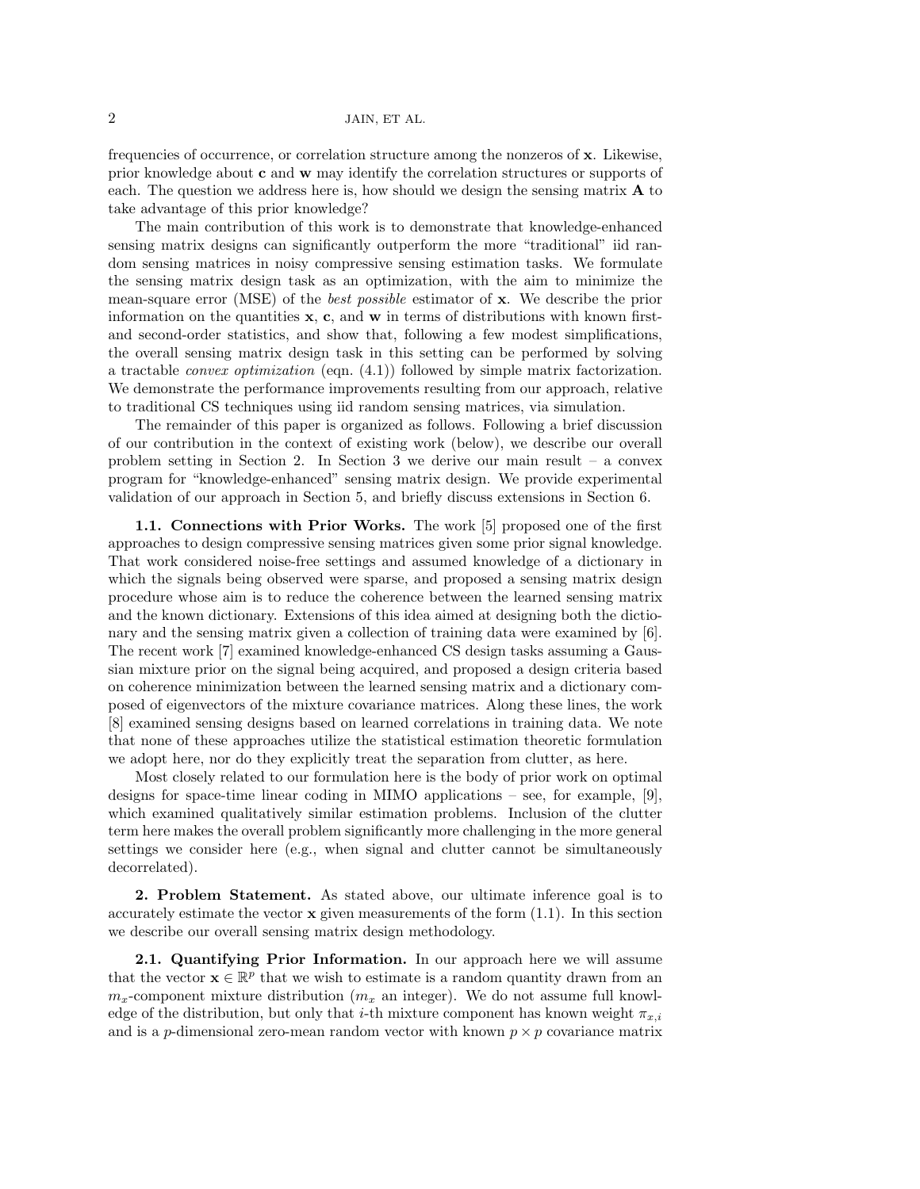frequencies of occurrence, or correlation structure among the nonzeros of $\mathbf{x}$. Likewise, prior knowledge about $\mathbf{c}$ and $\mathbf{w}$ may identify the correlation structures or supports of each. The question we address here is, how should we design the sensing matrix $\mathbf{A}$ to take advantage of this prior knowledge?

The main contribution of this work is to demonstrate that knowledge-enhanced sensing matrix designs can significantly outperform the more "traditional" iid random sensing matrices in noisy compressive sensing estimation tasks. We formulate the sensing matrix design task as an optimization, with the aim to minimize the mean-square error (MSE) of the *best possible* estimator of $\mathbf{x}$. We describe the prior information on the quantities $\mathbf{x}$, $\mathbf{c}$, and $\mathbf{w}$ in terms of distributions with known first- and second-order statistics, and show that, following a few modest simplifications, the overall sensing matrix design task in this setting can be performed by solving a tractable *convex optimization* (eqn. (4.1)) followed by simple matrix factorization. We demonstrate the performance improvements resulting from our approach, relative to traditional CS techniques using iid random sensing matrices, via simulation.

The remainder of this paper is organized as follows. Following a brief discussion of our contribution in the context of existing work (below), we describe our overall problem setting in Section 2. In Section 3 we derive our main result – a convex program for "knowledge-enhanced" sensing matrix design. We provide experimental validation of our approach in Section 5, and briefly discuss extensions in Section 6.

**1.1. Connections with Prior Works.** The work [5] proposed one of the first approaches to design compressive sensing matrices given some prior signal knowledge. That work considered noise-free settings and assumed knowledge of a dictionary in which the signals being observed were sparse, and proposed a sensing matrix design procedure whose aim is to reduce the coherence between the learned sensing matrix and the known dictionary. Extensions of this idea aimed at designing both the dictionary and the sensing matrix given a collection of training data were examined by [6]. The recent work [7] examined knowledge-enhanced CS design tasks assuming a Gaussian mixture prior on the signal being acquired, and proposed a design criteria based on coherence minimization between the learned sensing matrix and a dictionary composed of eigenvectors of the mixture covariance matrices. Along these lines, the work [8] examined sensing designs based on learned correlations in training data. We note that none of these approaches utilize the statistical estimation theoretic formulation we adopt here, nor do they explicitly treat the separation from clutter, as here.

Most closely related to our formulation here is the body of prior work on optimal designs for space-time linear coding in MIMO applications – see, for example, [9], which examined qualitatively similar estimation problems. Inclusion of the clutter term here makes the overall problem significantly more challenging in the more general settings we consider here (e.g., when signal and clutter cannot be simultaneously decorrelated).

**2. Problem Statement.** As stated above, our ultimate inference goal is to accurately estimate the vector $\mathbf{x}$ given measurements of the form (1.1). In this section we describe our overall sensing matrix design methodology.

**2.1. Quantifying Prior Information.** In our approach here we will assume that the vector $\mathbf{x} \in \mathbb{R}^p$ that we wish to estimate is a random quantity drawn from an $m_x$-component mixture distribution ($m_x$ an integer). We do not assume full knowledge of the distribution, but only that $i$-th mixture component has known weight $\pi_{x,i}$ and is a $p$-dimensional zero-mean random vector with known $p \times p$ covariance matrix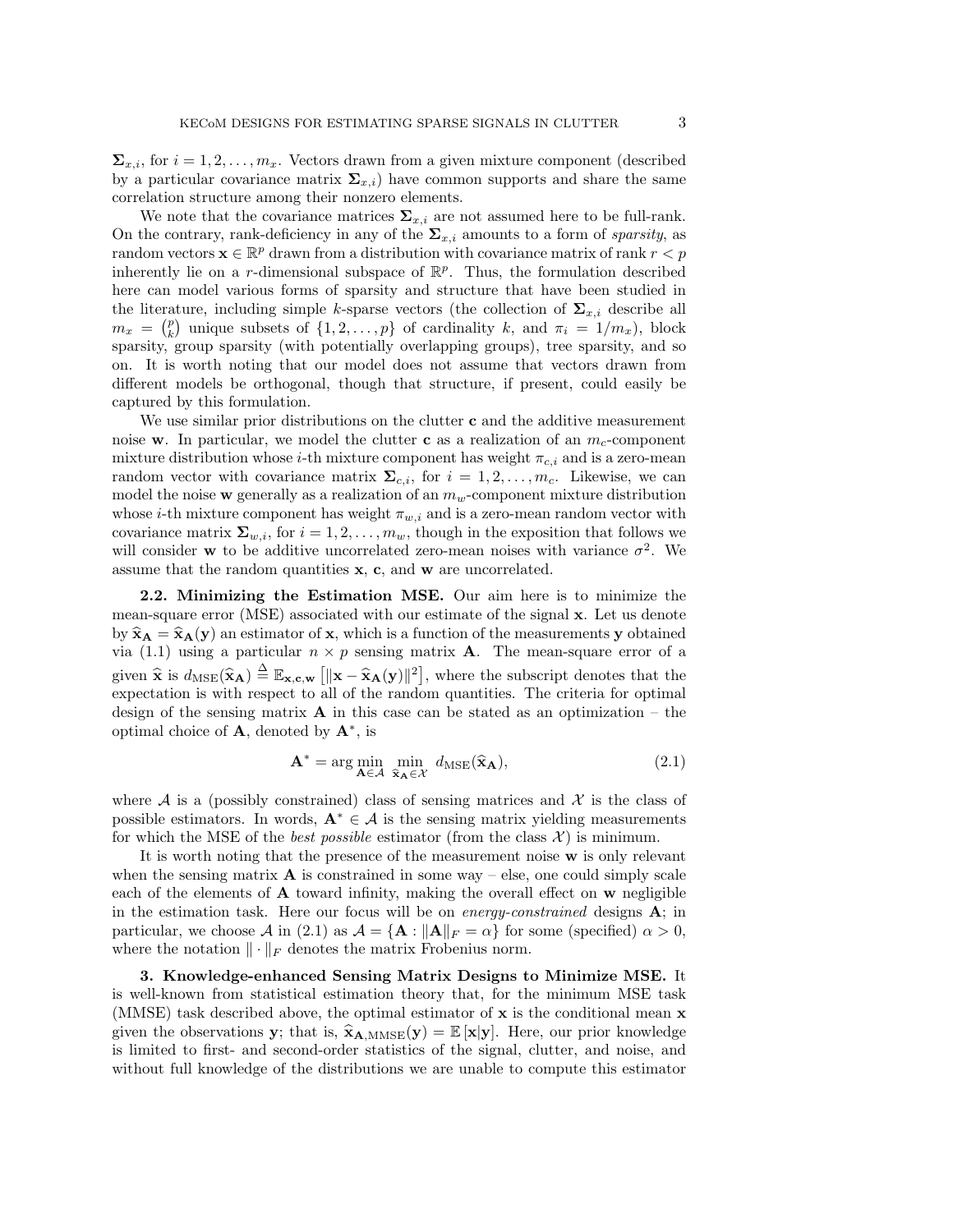$\mathbf{\Sigma}_{x,i}$, for $i = 1, 2, \ldots, m_x$. Vectors drawn from a given mixture component (described by a particular covariance matrix $\mathbf{\Sigma}_{x,i}$) have common supports and share the same correlation structure among their nonzero elements.

We note that the covariance matrices $\mathbf{\Sigma}_{x,i}$ are not assumed here to be full-rank. On the contrary, rank-deficiency in any of the $\mathbf{\Sigma}_{x,i}$ amounts to a form of *sparsity*, as random vectors $\mathbf{x} \in \mathbb{R}^p$ drawn from a distribution with covariance matrix of rank $r < p$ inherently lie on a $r$-dimensional subspace of $\mathbb{R}^p$. Thus, the formulation described here can model various forms of sparsity and structure that have been studied in the literature, including simple $k$-sparse vectors (the collection of $\mathbf{\Sigma}_{x,i}$ describe all $m_x = \binom{p}{k}$ unique subsets of $\{1, 2, \ldots, p\}$ of cardinality $k$, and $\pi_i = 1/m_x$), block sparsity, group sparsity (with potentially overlapping groups), tree sparsity, and so on. It is worth noting that our model does not assume that vectors drawn from different models be orthogonal, though that structure, if present, could easily be captured by this formulation.

We use similar prior distributions on the clutter $\mathbf{c}$ and the additive measurement noise $\mathbf{w}$. In particular, we model the clutter $\mathbf{c}$ as a realization of an $m_c$-component mixture distribution whose $i$-th mixture component has weight $\pi_{c,i}$ and is a zero-mean random vector with covariance matrix $\mathbf{\Sigma}_{c,i}$, for $i = 1, 2, \ldots, m_c$. Likewise, we can model the noise $\mathbf{w}$ generally as a realization of an $m_w$-component mixture distribution whose $i$-th mixture component has weight $\pi_{w,i}$ and is a zero-mean random vector with covariance matrix $\mathbf{\Sigma}_{w,i}$, for $i = 1, 2, \ldots, m_w$, though in the exposition that follows we will consider $\mathbf{w}$ to be additive uncorrelated zero-mean noises with variance $\sigma^2$. We assume that the random quantities $\mathbf{x}$, $\mathbf{c}$, and $\mathbf{w}$ are uncorrelated.

**2.2. Minimizing the Estimation MSE.** Our aim here is to minimize the mean-square error (MSE) associated with our estimate of the signal $\mathbf{x}$. Let us denote by $\widehat{\mathbf{x}}_{\mathbf{A}} = \widehat{\mathbf{x}}_{\mathbf{A}}(\mathbf{y})$ an estimator of $\mathbf{x}$, which is a function of the measurements $\mathbf{y}$ obtained via (1.1) using a particular $n \times p$ sensing matrix $\mathbf{A}$. The mean-square error of a given $\widehat{\mathbf{x}}$ is $d_{\mathrm{MSE}}(\widehat{\mathbf{x}}_{\mathbf{A}}) \stackrel{\Delta}{=} \mathbb{E}_{\mathbf{x},\mathbf{c},\mathbf{w}}\left[\|\mathbf{x} - \widehat{\mathbf{x}}_{\mathbf{A}}(\mathbf{y})\|^2\right]$, where the subscript denotes that the expectation is with respect to all of the random quantities. The criteria for optimal design of the sensing matrix $\mathbf{A}$ in this case can be stated as an optimization – the optimal choice of $\mathbf{A}$, denoted by $\mathbf{A}^*$, is

$$\mathbf{A}^* = \arg\min_{\mathbf{A} \in \mathcal{A}} \min_{\widehat{\mathbf{x}}_{\mathbf{A}} \in \mathcal{X}} d_{\mathrm{MSE}}(\widehat{\mathbf{x}}_{\mathbf{A}}), \tag{2.1}$$

where $\mathcal{A}$ is a (possibly constrained) class of sensing matrices and $\mathcal{X}$ is the class of possible estimators. In words, $\mathbf{A}^* \in \mathcal{A}$ is the sensing matrix yielding measurements for which the MSE of the *best possible* estimator (from the class $\mathcal{X}$) is minimum.

It is worth noting that the presence of the measurement noise $\mathbf{w}$ is only relevant when the sensing matrix $\mathbf{A}$ is constrained in some way – else, one could simply scale each of the elements of $\mathbf{A}$ toward infinity, making the overall effect on $\mathbf{w}$ negligible in the estimation task. Here our focus will be on *energy-constrained* designs $\mathbf{A}$; in particular, we choose $\mathcal{A}$ in (2.1) as $\mathcal{A} = \{\mathbf{A} : \|\mathbf{A}\|_F = \alpha\}$ for some (specified) $\alpha > 0$, where the notation $\|\cdot\|_F$ denotes the matrix Frobenius norm.

## 3. Knowledge-enhanced Sensing Matrix Designs to Minimize MSE.

It is well-known from statistical estimation theory that, for the minimum MSE task (MMSE) task described above, the optimal estimator of $\mathbf{x}$ is the conditional mean $\mathbf{x}$ given the observations $\mathbf{y}$; that is, $\widehat{\mathbf{x}}_{\mathbf{A},\mathrm{MMSE}}(\mathbf{y}) = \mathbb{E}\left[\mathbf{x}|\mathbf{y}\right]$. Here, our prior knowledge is limited to first- and second-order statistics of the signal, clutter, and noise, and without full knowledge of the distributions we are unable to compute this estimator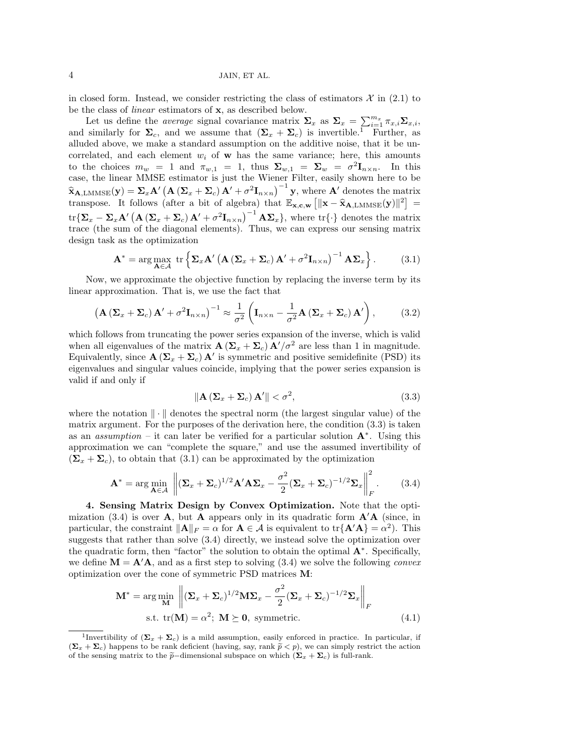in closed form. Instead, we consider restricting the class of estimators $\mathcal{X}$ in (2.1) to be the class of *linear* estimators of $\mathbf{x}$, as described below.

Let us define the *average* signal covariance matrix $\mathbf{\Sigma}_x$ as $\mathbf{\Sigma}_x = \sum_{i=1}^{m_x} \pi_{x,i} \mathbf{\Sigma}_{x,i}$, and similarly for $\mathbf{\Sigma}_c$, and we assume that $(\mathbf{\Sigma}_x + \mathbf{\Sigma}_c)$ is invertible.[1] Further, as alluded above, we make a standard assumption on the additive noise, that it be uncorrelated, and each element $w_i$ of $\mathbf{w}$ has the same variance; here, this amounts to the choices $m_w = 1$ and $\pi_{w,1} = 1$, thus $\mathbf{\Sigma}_{w,1} = \mathbf{\Sigma}_w = \sigma^2 \mathbf{I}_{n\times n}$. In this case, the linear MMSE estimator is just the Wiener Filter, easily shown here to be $\widehat{\mathbf{x}}_{\mathbf{A},\text{LMMSE}}(\mathbf{y}) = \mathbf{\Sigma}_x \mathbf{A}' \left(\mathbf{A}\left(\mathbf{\Sigma}_x + \mathbf{\Sigma}_c\right)\mathbf{A}' + \sigma^2 \mathbf{I}_{n\times n}\right)^{-1} \mathbf{y}$, where $\mathbf{A}'$ denotes the matrix transpose. It follows (after a bit of algebra) that $\mathbb{E}_{\mathbf{x},\mathbf{c},\mathbf{w}}\left[\|\mathbf{x} - \widehat{\mathbf{x}}_{\mathbf{A},\text{LMMSE}}(\mathbf{y})\|^2\right] = \text{tr}\{\mathbf{\Sigma}_x - \mathbf{\Sigma}_x \mathbf{A}'\left(\mathbf{A}\left(\mathbf{\Sigma}_x + \mathbf{\Sigma}_c\right)\mathbf{A}' + \sigma^2 \mathbf{I}_{n\times n}\right)^{-1} \mathbf{A}\mathbf{\Sigma}_x\}$, where $\text{tr}\{\cdot\}$ denotes the matrix trace (the sum of the diagonal elements). Thus, we can express our sensing matrix design task as the optimization

$$\mathbf{A}^* = \arg\max_{\mathbf{A}\in\mathcal{A}} \ \text{tr}\left\{\mathbf{\Sigma}_x \mathbf{A}'\left(\mathbf{A}\left(\mathbf{\Sigma}_x + \mathbf{\Sigma}_c\right)\mathbf{A}' + \sigma^2 \mathbf{I}_{n\times n}\right)^{-1} \mathbf{A}\mathbf{\Sigma}_x\right\}. \tag{3.1}$$

Now, we approximate the objective function by replacing the inverse term by its linear approximation. That is, we use the fact that

$$\left(\mathbf{A}\left(\mathbf{\Sigma}_x + \mathbf{\Sigma}_c\right)\mathbf{A}' + \sigma^2 \mathbf{I}_{n\times n}\right)^{-1} \approx \frac{1}{\sigma^2}\left(\mathbf{I}_{n\times n} - \frac{1}{\sigma^2}\mathbf{A}\left(\mathbf{\Sigma}_x + \mathbf{\Sigma}_c\right)\mathbf{A}'\right), \tag{3.2}$$

which follows from truncating the power series expansion of the inverse, which is valid when all eigenvalues of the matrix $\mathbf{A}\left(\mathbf{\Sigma}_x + \mathbf{\Sigma}_c\right)\mathbf{A}'/\sigma^2$ are less than 1 in magnitude. Equivalently, since $\mathbf{A}\left(\mathbf{\Sigma}_x + \mathbf{\Sigma}_c\right)\mathbf{A}'$ is symmetric and positive semidefinite (PSD) its eigenvalues and singular values coincide, implying that the power series expansion is valid if and only if

$$\|\mathbf{A}\left(\mathbf{\Sigma}_x + \mathbf{\Sigma}_c\right)\mathbf{A}'\| < \sigma^2, \tag{3.3}$$

where the notation $\|\cdot\|$ denotes the spectral norm (the largest singular value) of the matrix argument. For the purposes of the derivation here, the condition (3.3) is taken as an *assumption* – it can later be verified for a particular solution $\mathbf{A}^*$. Using this approximation we can "complete the square," and use the assumed invertibility of $(\mathbf{\Sigma}_x + \mathbf{\Sigma}_c)$, to obtain that (3.1) can be approximated by the optimization

$$\mathbf{A}^* = \arg\min_{\mathbf{A}\in\mathcal{A}} \left\|(\mathbf{\Sigma}_x + \mathbf{\Sigma}_c)^{1/2}\mathbf{A}'\mathbf{A}\mathbf{\Sigma}_x - \frac{\sigma^2}{2}(\mathbf{\Sigma}_x + \mathbf{\Sigma}_c)^{-1/2}\mathbf{\Sigma}_x\right\|_F^2. \tag{3.4}$$

**4. Sensing Matrix Design by Convex Optimization.** Note that the optimization (3.4) is over $\mathbf{A}$, but $\mathbf{A}$ appears only in its quadratic form $\mathbf{A}'\mathbf{A}$ (since, in particular, the constraint $\|\mathbf{A}\|_F = \alpha$ for $\mathbf{A} \in \mathcal{A}$ is equivalent to $\text{tr}\{\mathbf{A}'\mathbf{A}\} = \alpha^2$). This suggests that rather than solve (3.4) directly, we instead solve the optimization over the quadratic form, then "factor" the solution to obtain the optimal $\mathbf{A}^*$. Specifically, we define $\mathbf{M} = \mathbf{A}'\mathbf{A}$, and as a first step to solving (3.4) we solve the following *convex* optimization over the cone of symmetric PSD matrices $\mathbf{M}$:

$$\begin{aligned}\mathbf{M}^* = \arg\min_{\mathbf{M}} &\left\|(\mathbf{\Sigma}_x + \mathbf{\Sigma}_c)^{1/2}\mathbf{M}\mathbf{\Sigma}_x - \frac{\sigma^2}{2}(\mathbf{\Sigma}_x + \mathbf{\Sigma}_c)^{-1/2}\mathbf{\Sigma}_x\right\|_F \\ \text{s.t. } &\text{tr}(\mathbf{M}) = \alpha^2; \ \mathbf{M} \succeq \mathbf{0}, \text{ symmetric.}\end{aligned} \tag{4.1}$$

[1] Invertibility of $(\mathbf{\Sigma}_x + \mathbf{\Sigma}_c)$ is a mild assumption, easily enforced in practice. In particular, if $(\mathbf{\Sigma}_x + \mathbf{\Sigma}_c)$ happens to be rank deficient (having, say, rank $\widetilde{p} < p$), we can simply restrict the action of the sensing matrix to the $\widetilde{p}$−dimensional subspace on which $(\mathbf{\Sigma}_x + \mathbf{\Sigma}_c)$ is full-rank.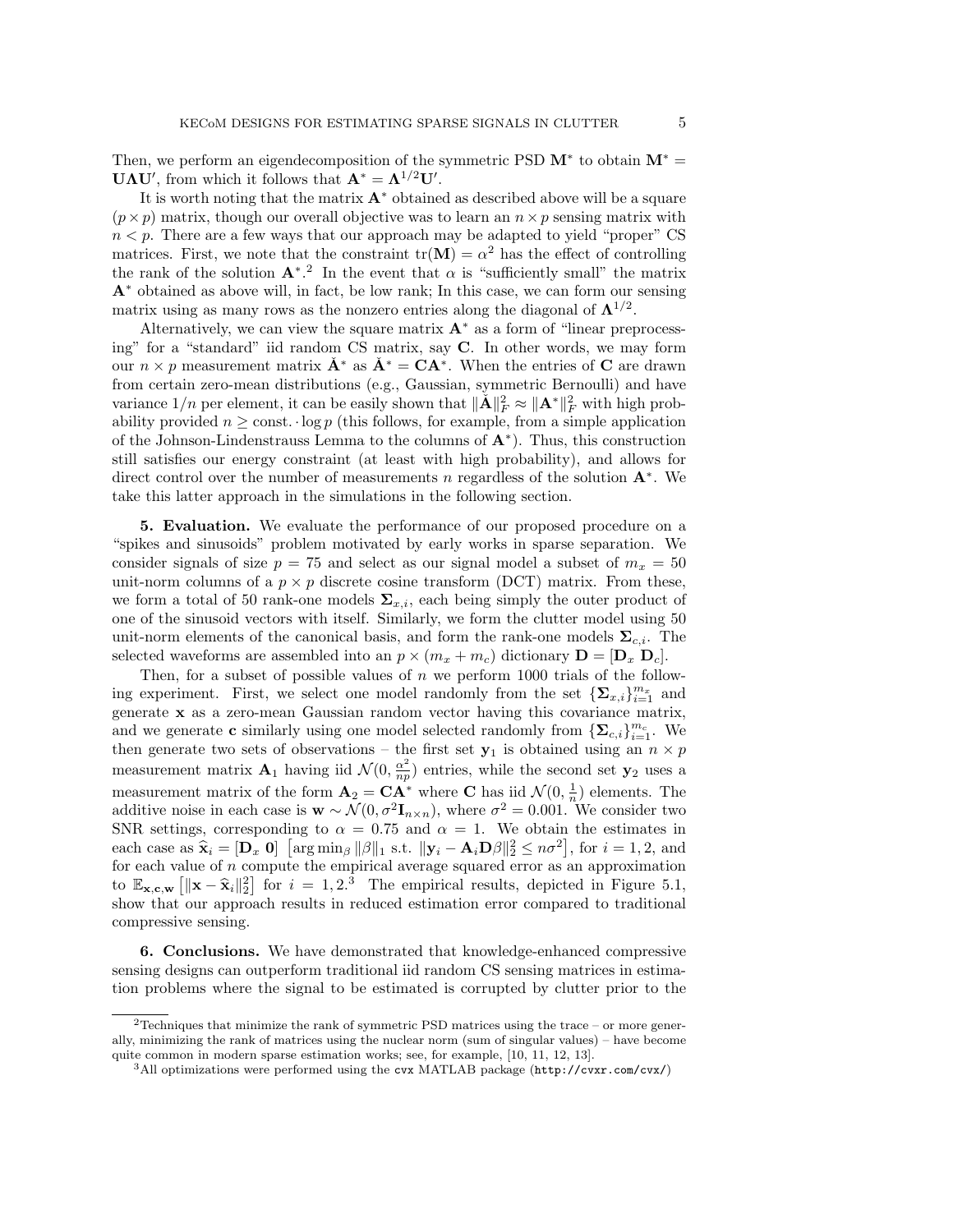Then, we perform an eigendecomposition of the symmetric PSD $\mathbf{M}^*$ to obtain $\mathbf{M}^* = \mathbf{U}\boldsymbol{\Lambda}\mathbf{U}'$, from which it follows that $\mathbf{A}^* = \boldsymbol{\Lambda}^{1/2}\mathbf{U}'$.

It is worth noting that the matrix $\mathbf{A}^*$ obtained as described above will be a square $(p \times p)$ matrix, though our overall objective was to learn an $n \times p$ sensing matrix with $n < p$. There are a few ways that our approach may be adapted to yield "proper" CS matrices. First, we note that the constraint $\text{tr}(\mathbf{M}) = \alpha^2$ has the effect of controlling the rank of the solution $\mathbf{A}^*$.[2] In the event that $\alpha$ is "sufficiently small" the matrix $\mathbf{A}^*$ obtained as above will, in fact, be low rank; In this case, we can form our sensing matrix using as many rows as the nonzero entries along the diagonal of $\boldsymbol{\Lambda}^{1/2}$.

Alternatively, we can view the square matrix $\mathbf{A}^*$ as a form of "linear preprocessing" for a "standard" iid random CS matrix, say $\mathbf{C}$. In other words, we may form our $n \times p$ measurement matrix $\check{\mathbf{A}}^*$ as $\check{\mathbf{A}}^* = \mathbf{C}\mathbf{A}^*$. When the entries of $\mathbf{C}$ are drawn from certain zero-mean distributions (e.g., Gaussian, symmetric Bernoulli) and have variance $1/n$ per element, it can be easily shown that $\|\check{\mathbf{A}}\|_F^2 \approx \|\mathbf{A}^*\|_F^2$ with high probability provided $n \geq \text{const.} \cdot \log p$ (this follows, for example, from a simple application of the Johnson-Lindenstrauss Lemma to the columns of $\mathbf{A}^*$). Thus, this construction still satisfies our energy constraint (at least with high probability), and allows for direct control over the number of measurements $n$ regardless of the solution $\mathbf{A}^*$. We take this latter approach in the simulations in the following section.

## 5. Evaluation.

We evaluate the performance of our proposed procedure on a "spikes and sinusoids" problem motivated by early works in sparse separation. We consider signals of size $p = 75$ and select as our signal model a subset of $m_x = 50$ unit-norm columns of a $p \times p$ discrete cosine transform (DCT) matrix. From these, we form a total of 50 rank-one models $\boldsymbol{\Sigma}_{x,i}$, each being simply the outer product of one of the sinusoid vectors with itself. Similarly, we form the clutter model using 50 unit-norm elements of the canonical basis, and form the rank-one models $\boldsymbol{\Sigma}_{c,i}$. The selected waveforms are assembled into an $p \times (m_x + m_c)$ dictionary $\mathbf{D} = [\mathbf{D}_x \; \mathbf{D}_c]$.

Then, for a subset of possible values of $n$ we perform 1000 trials of the following experiment. First, we select one model randomly from the set $\{\boldsymbol{\Sigma}_{x,i}\}_{i=1}^{m_x}$ and generate $\mathbf{x}$ as a zero-mean Gaussian random vector having this covariance matrix, and we generate $\mathbf{c}$ similarly using one model selected randomly from $\{\boldsymbol{\Sigma}_{c,i}\}_{i=1}^{m_c}$. We then generate two sets of observations – the first set $\mathbf{y}_1$ is obtained using an $n \times p$ measurement matrix $\mathbf{A}_1$ having iid $\mathcal{N}(0, \frac{\alpha^2}{np})$ entries, while the second set $\mathbf{y}_2$ uses a measurement matrix of the form $\mathbf{A}_2 = \mathbf{C}\mathbf{A}^*$ where $\mathbf{C}$ has iid $\mathcal{N}(0, \frac{1}{n})$ elements. The additive noise in each case is $\mathbf{w} \sim \mathcal{N}(0, \sigma^2 \mathbf{I}_{n \times n})$, where $\sigma^2 = 0.001$. We consider two SNR settings, corresponding to $\alpha = 0.75$ and $\alpha = 1$. We obtain the estimates in each case as $\widehat{\mathbf{x}}_i = [\mathbf{D}_x \; \mathbf{0}] \left[\arg\min_\beta \|\beta\|_1 \text{ s.t. } \|\mathbf{y}_i - \mathbf{A}_i \mathbf{D}\beta\|_2^2 \leq n\sigma^2\right]$, for $i = 1, 2$, and for each value of $n$ compute the empirical average squared error as an approximation to $\mathbb{E}_{\mathbf{x},\mathbf{c},\mathbf{w}}\left[\|\mathbf{x} - \widehat{\mathbf{x}}_i\|_2^2\right]$ for $i = 1, 2$.[3] The empirical results, depicted in Figure 5.1, show that our approach results in reduced estimation error compared to traditional compressive sensing.

## 6. Conclusions.

We have demonstrated that knowledge-enhanced compressive sensing designs can outperform traditional iid random CS sensing matrices in estimation problems where the signal to be estimated is corrupted by clutter prior to the

---

[2] Techniques that minimize the rank of symmetric PSD matrices using the trace – or more generally, minimizing the rank of matrices using the nuclear norm (sum of singular values) – have become quite common in modern sparse estimation works; see, for example, [10, 11, 12, 13].

[3] All optimizations were performed using the `cvx` MATLAB package (`http://cvxr.com/cvx/`)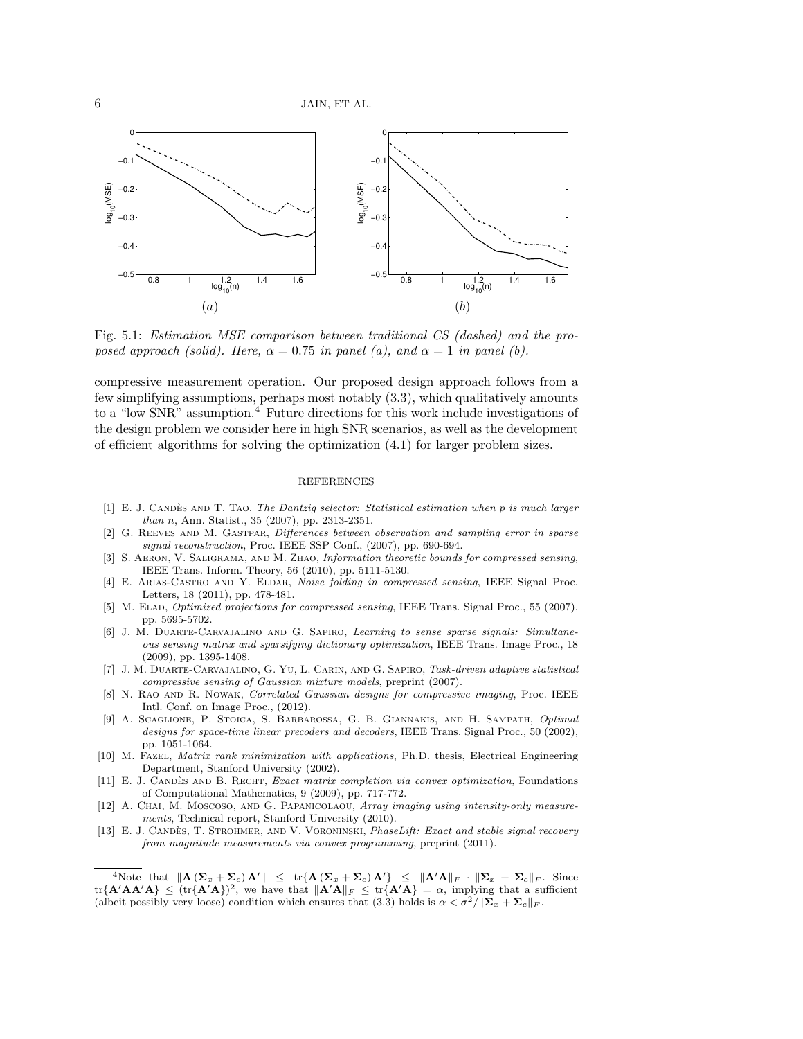0
−0.1
−0.2
−0.3
−0.4
−0.5
0.8 1 1.2 1.4 1.6
$\log_{10}$(MSE)
$\log_{10}$(n)

(a)

0
−0.1
−0.2
−0.3
−0.4
−0.5
0.8 1 1.2 1.4 1.6
$\log_{10}$(MSE)
$\log_{10}$(n)

(b)

Fig. 5.1: *Estimation MSE comparison between traditional CS (dashed) and the proposed approach (solid). Here, $\alpha = 0.75$ in panel (a), and $\alpha = 1$ in panel (b).*

compressive measurement operation. Our proposed design approach follows from a few simplifying assumptions, perhaps most notably (3.3), which qualitatively amounts to a "low SNR" assumption.[4] Future directions for this work include investigations of the design problem we consider here in high SNR scenarios, as well as the development of efficient algorithms for solving the optimization (4.1) for larger problem sizes.

## REFERENCES

[1] E. J. Candès and T. Tao, *The Dantzig selector: Statistical estimation when p is much larger than n*, Ann. Statist., 35 (2007), pp. 2313-2351.

[2] G. Reeves and M. Gastpar, *Differences between observation and sampling error in sparse signal reconstruction*, Proc. IEEE SSP Conf., (2007), pp. 690-694.

[3] S. Aeron, V. Saligrama, and M. Zhao, *Information theoretic bounds for compressed sensing*, IEEE Trans. Inform. Theory, 56 (2010), pp. 5111-5130.

[4] E. Arias-Castro and Y. Eldar, *Noise folding in compressed sensing*, IEEE Signal Proc. Letters, 18 (2011), pp. 478-481.

[5] M. Elad, *Optimized projections for compressed sensing*, IEEE Trans. Signal Proc., 55 (2007), pp. 5695-5702.

[6] J. M. Duarte-Carvajalino and G. Sapiro, *Learning to sense sparse signals: Simultaneous sensing matrix and sparsifying dictionary optimization*, IEEE Trans. Image Proc., 18 (2009), pp. 1395-1408.

[7] J. M. Duarte-Carvajalino, G. Yu, L. Carin, and G. Sapiro, *Task-driven adaptive statistical compressive sensing of Gaussian mixture models*, preprint (2007).

[8] N. Rao and R. Nowak, *Correlated Gaussian designs for compressive imaging*, Proc. IEEE Intl. Conf. on Image Proc., (2012).

[9] A. Scaglione, P. Stoica, S. Barbarossa, G. B. Giannakis, and H. Sampath, *Optimal designs for space-time linear precoders and decoders*, IEEE Trans. Signal Proc., 50 (2002), pp. 1051-1064.

[10] M. Fazel, *Matrix rank minimization with applications*, Ph.D. thesis, Electrical Engineering Department, Stanford University (2002).

[11] E. J. Candès and B. Recht, *Exact matrix completion via convex optimization*, Foundations of Computational Mathematics, 9 (2009), pp. 717-772.

[12] A. Chai, M. Moscoso, and G. Papanicolaou, *Array imaging using intensity-only measurements*, Technical report, Stanford University (2010).

[13] E. J. Candès, T. Strohmer, and V. Voroninski, *PhaseLift: Exact and stable signal recovery from magnitude measurements via convex programming*, preprint (2011).

[4] Note that $\|\mathbf{A}(\mathbf{\Sigma}_x + \mathbf{\Sigma}_c)\mathbf{A}'\| \leq \text{tr}\{\mathbf{A}(\mathbf{\Sigma}_x + \mathbf{\Sigma}_c)\mathbf{A}'\} \leq \|\mathbf{A}'\mathbf{A}\|_F \cdot \|\mathbf{\Sigma}_x + \mathbf{\Sigma}_c\|_F$. Since $\text{tr}\{\mathbf{A}'\mathbf{A}\mathbf{A}'\mathbf{A}\} \leq (\text{tr}\{\mathbf{A}'\mathbf{A}\})^2$, we have that $\|\mathbf{A}'\mathbf{A}\|_F \leq \text{tr}\{\mathbf{A}'\mathbf{A}\} = \alpha$, implying that a sufficient (albeit possibly very loose) condition which ensures that (3.3) holds is $\alpha < \sigma^2/\|\mathbf{\Sigma}_x + \mathbf{\Sigma}_c\|_F$.